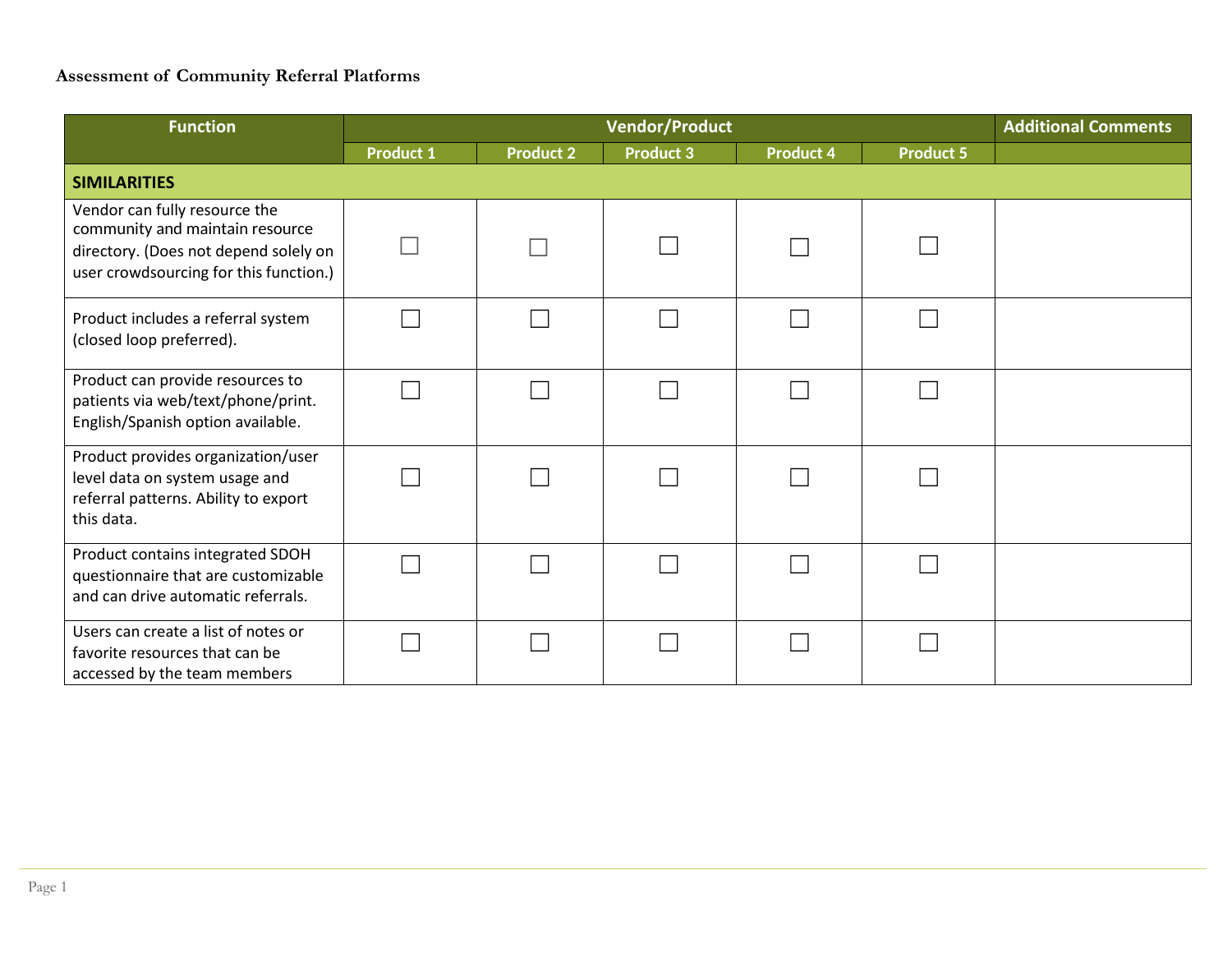# Assessment of Community Referral Platforms

| Function | Vendor/Product | | | | | Additional Comments |
|---|---|---|---|---|---|---|
| | Product 1 | Product 2 | Product 3 | Product 4 | Product 5 | |
| **SIMILARITIES** | | | | | | |
| Vendor can fully resource the community and maintain resource directory. (Does not depend solely on user crowdsourcing for this function.) | ☐ | ☐ | ☐ | ☐ | ☐ | |
| Product includes a referral system (closed loop preferred). | ☐ | ☐ | ☐ | ☐ | ☐ | |
| Product can provide resources to patients via web/text/phone/print. English/Spanish option available. | ☐ | ☐ | ☐ | ☐ | ☐ | |
| Product provides organization/user level data on system usage and referral patterns. Ability to export this data. | ☐ | ☐ | ☐ | ☐ | ☐ | |
| Product contains integrated SDOH questionnaire that are customizable and can drive automatic referrals. | ☐ | ☐ | ☐ | ☐ | ☐ | |
| Users can create a list of notes or favorite resources that can be accessed by the team members | ☐ | ☐ | ☐ | ☐ | ☐ | |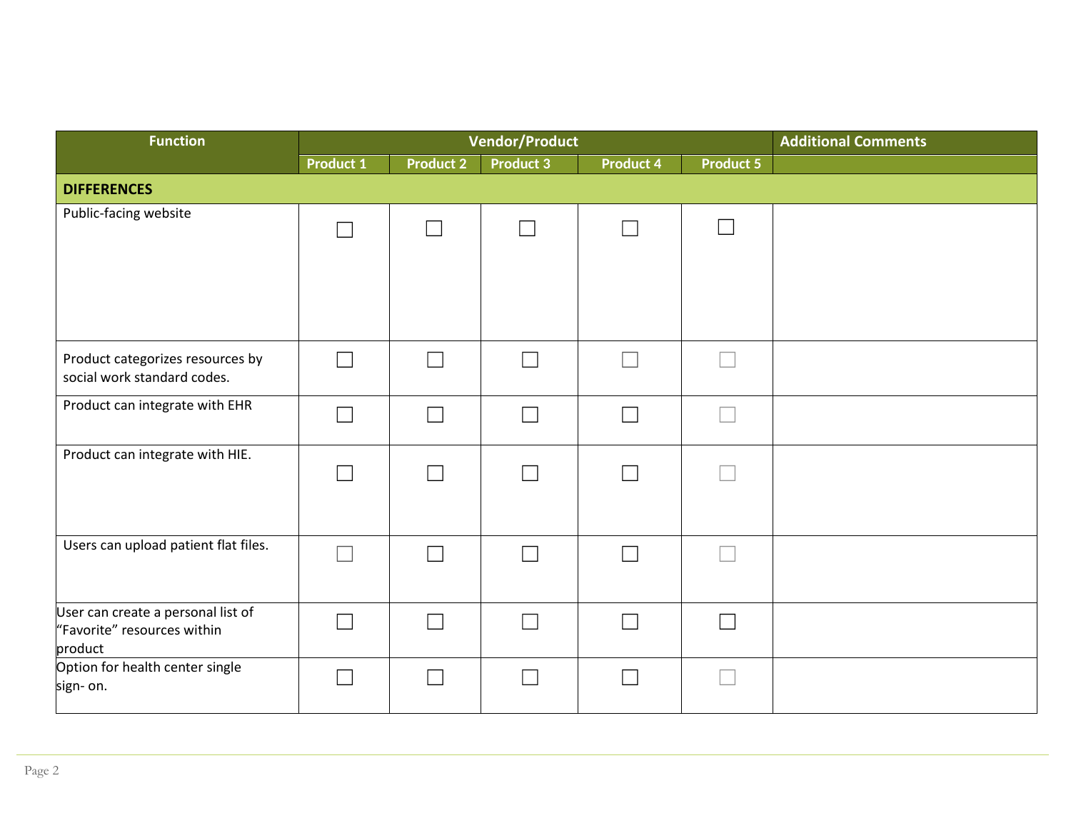| Function | Vendor/Product | | | | | Additional Comments |
|---|---|---|---|---|---|---|
| | Product 1 | Product 2 | Product 3 | Product 4 | Product 5 | |
| **DIFFERENCES** | | | | | | |
| Public-facing website | ☐ | ☐ | ☐ | ☐ | ☐ | |
| Product categorizes resources by social work standard codes. | ☐ | ☐ | ☐ | ☐ | ☐ | |
| Product can integrate with EHR | ☐ | ☐ | ☐ | ☐ | ☐ | |
| Product can integrate with HIE. | ☐ | ☐ | ☐ | ☐ | ☐ | |
| Users can upload patient flat files. | ☐ | ☐ | ☐ | ☐ | ☐ | |
| User can create a personal list of "Favorite" resources within product | ☐ | ☐ | ☐ | ☐ | ☐ | |
| Option for health center single sign- on. | ☐ | ☐ | ☐ | ☐ | ☐ | |